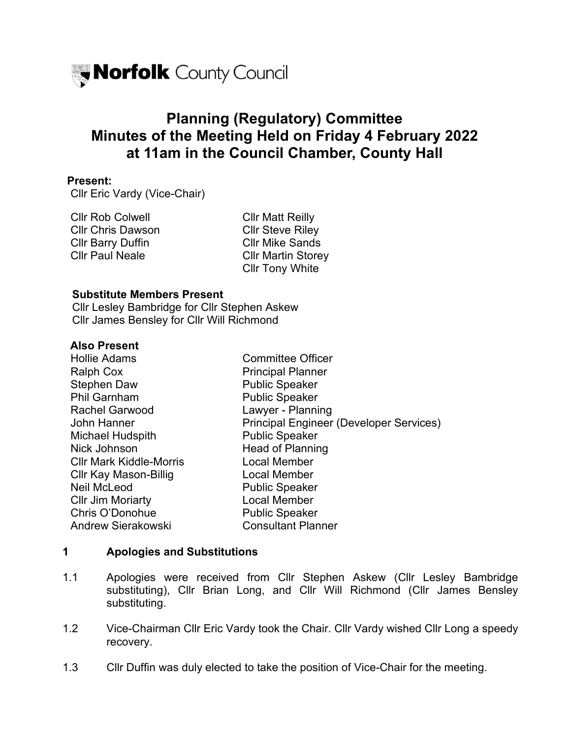Norfolk County Council

# Planning (Regulatory) Committee
# Minutes of the Meeting Held on Friday 4 February 2022 at 11am in the Council Chamber, County Hall

**Present:**

Cllr Eric Vardy (Vice-Chair)

Cllr Rob Colwell
Cllr Chris Dawson
Cllr Barry Duffin
Cllr Paul Neale
Cllr Matt Reilly
Cllr Steve Riley
Cllr Mike Sands
Cllr Martin Storey
Cllr Tony White

**Substitute Members Present**

Cllr Lesley Bambridge for Cllr Stephen Askew
Cllr James Bensley for Cllr Will Richmond

**Also Present**

| | |
|---|---|
| Hollie Adams | Committee Officer |
| Ralph Cox | Principal Planner |
| Stephen Daw | Public Speaker |
| Phil Garnham | Public Speaker |
| Rachel Garwood | Lawyer - Planning |
| John Hanner | Principal Engineer (Developer Services) |
| Michael Hudspith | Public Speaker |
| Nick Johnson | Head of Planning |
| Cllr Mark Kiddle-Morris | Local Member |
| Cllr Kay Mason-Billig | Local Member |
| Neil McLeod | Public Speaker |
| Cllr Jim Moriarty | Local Member |
| Chris O'Donohue | Public Speaker |
| Andrew Sierakowski | Consultant Planner |

## 1 Apologies and Substitutions

1.1 Apologies were received from Cllr Stephen Askew (Cllr Lesley Bambridge substituting), Cllr Brian Long, and Cllr Will Richmond (Cllr James Bensley substituting).

1.2 Vice-Chairman Cllr Eric Vardy took the Chair. Cllr Vardy wished Cllr Long a speedy recovery.

1.3 Cllr Duffin was duly elected to take the position of Vice-Chair for the meeting.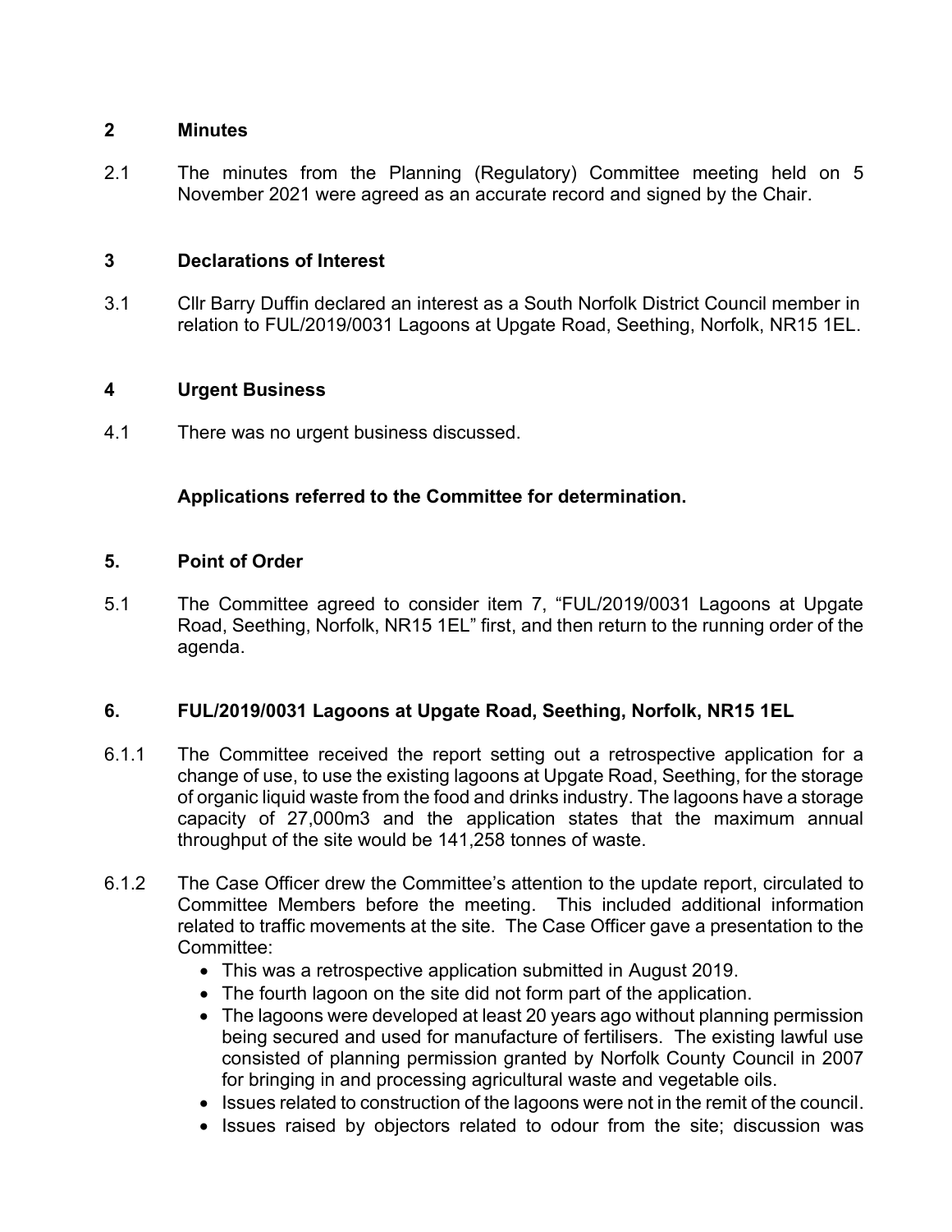## 2 Minutes

2.1 The minutes from the Planning (Regulatory) Committee meeting held on 5 November 2021 were agreed as an accurate record and signed by the Chair.

## 3 Declarations of Interest

3.1 Cllr Barry Duffin declared an interest as a South Norfolk District Council member in relation to FUL/2019/0031 Lagoons at Upgate Road, Seething, Norfolk, NR15 1EL.

## 4 Urgent Business

4.1 There was no urgent business discussed.

**Applications referred to the Committee for determination.**

## 5. Point of Order

5.1 The Committee agreed to consider item 7, "FUL/2019/0031 Lagoons at Upgate Road, Seething, Norfolk, NR15 1EL" first, and then return to the running order of the agenda.

## 6. FUL/2019/0031 Lagoons at Upgate Road, Seething, Norfolk, NR15 1EL

6.1.1 The Committee received the report setting out a retrospective application for a change of use, to use the existing lagoons at Upgate Road, Seething, for the storage of organic liquid waste from the food and drinks industry. The lagoons have a storage capacity of 27,000m3 and the application states that the maximum annual throughput of the site would be 141,258 tonnes of waste.

6.1.2 The Case Officer drew the Committee's attention to the update report, circulated to Committee Members before the meeting. This included additional information related to traffic movements at the site. The Case Officer gave a presentation to the Committee:

- This was a retrospective application submitted in August 2019.
- The fourth lagoon on the site did not form part of the application.
- The lagoons were developed at least 20 years ago without planning permission being secured and used for manufacture of fertilisers. The existing lawful use consisted of planning permission granted by Norfolk County Council in 2007 for bringing in and processing agricultural waste and vegetable oils.
- Issues related to construction of the lagoons were not in the remit of the council.
- Issues raised by objectors related to odour from the site; discussion was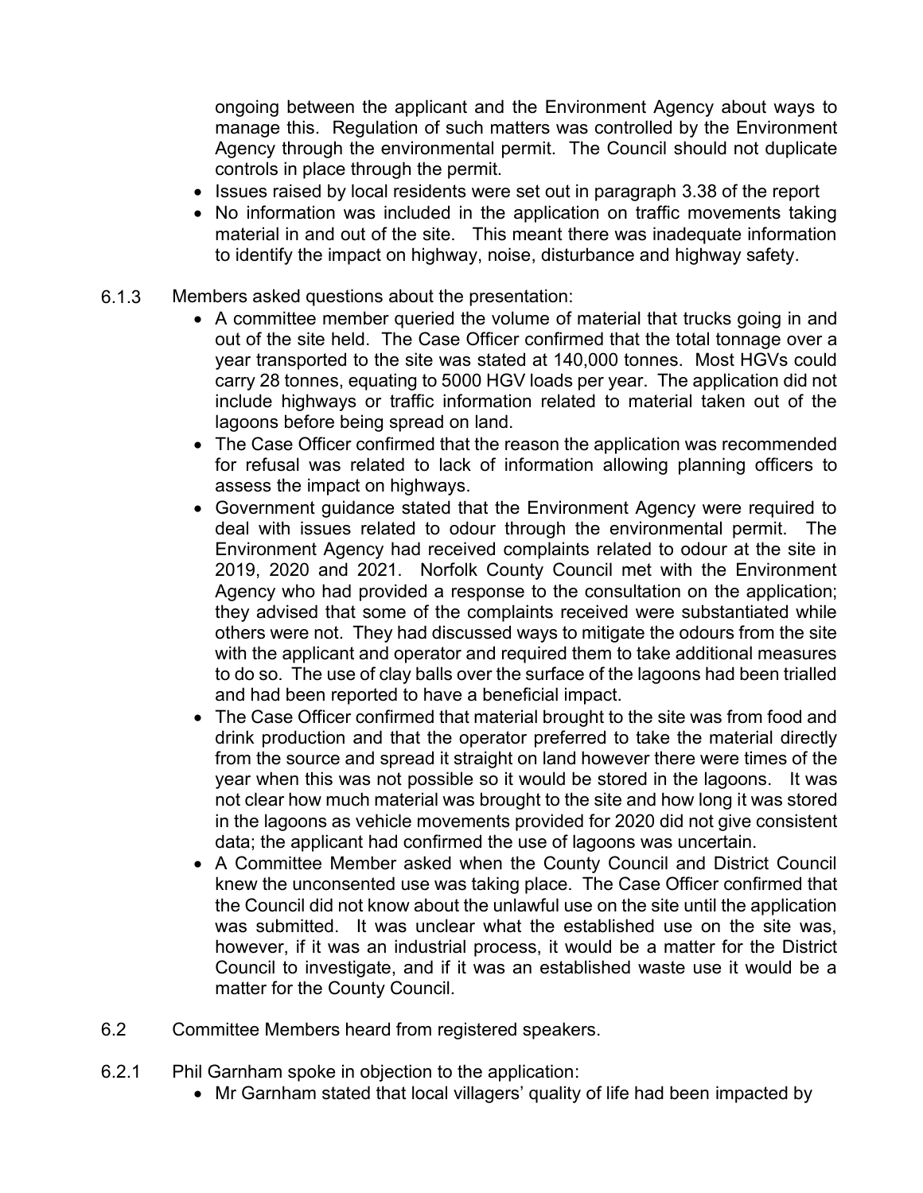ongoing between the applicant and the Environment Agency about ways to manage this. Regulation of such matters was controlled by the Environment Agency through the environmental permit. The Council should not duplicate controls in place through the permit.

- Issues raised by local residents were set out in paragraph 3.38 of the report
- No information was included in the application on traffic movements taking material in and out of the site. This meant there was inadequate information to identify the impact on highway, noise, disturbance and highway safety.

6.1.3 Members asked questions about the presentation:

- A committee member queried the volume of material that trucks going in and out of the site held. The Case Officer confirmed that the total tonnage over a year transported to the site was stated at 140,000 tonnes. Most HGVs could carry 28 tonnes, equating to 5000 HGV loads per year. The application did not include highways or traffic information related to material taken out of the lagoons before being spread on land.
- The Case Officer confirmed that the reason the application was recommended for refusal was related to lack of information allowing planning officers to assess the impact on highways.
- Government guidance stated that the Environment Agency were required to deal with issues related to odour through the environmental permit. The Environment Agency had received complaints related to odour at the site in 2019, 2020 and 2021. Norfolk County Council met with the Environment Agency who had provided a response to the consultation on the application; they advised that some of the complaints received were substantiated while others were not. They had discussed ways to mitigate the odours from the site with the applicant and operator and required them to take additional measures to do so. The use of clay balls over the surface of the lagoons had been trialled and had been reported to have a beneficial impact.
- The Case Officer confirmed that material brought to the site was from food and drink production and that the operator preferred to take the material directly from the source and spread it straight on land however there were times of the year when this was not possible so it would be stored in the lagoons. It was not clear how much material was brought to the site and how long it was stored in the lagoons as vehicle movements provided for 2020 did not give consistent data; the applicant had confirmed the use of lagoons was uncertain.
- A Committee Member asked when the County Council and District Council knew the unconsented use was taking place. The Case Officer confirmed that the Council did not know about the unlawful use on the site until the application was submitted. It was unclear what the established use on the site was, however, if it was an industrial process, it would be a matter for the District Council to investigate, and if it was an established waste use it would be a matter for the County Council.

6.2 Committee Members heard from registered speakers.

6.2.1 Phil Garnham spoke in objection to the application:

- Mr Garnham stated that local villagers' quality of life had been impacted by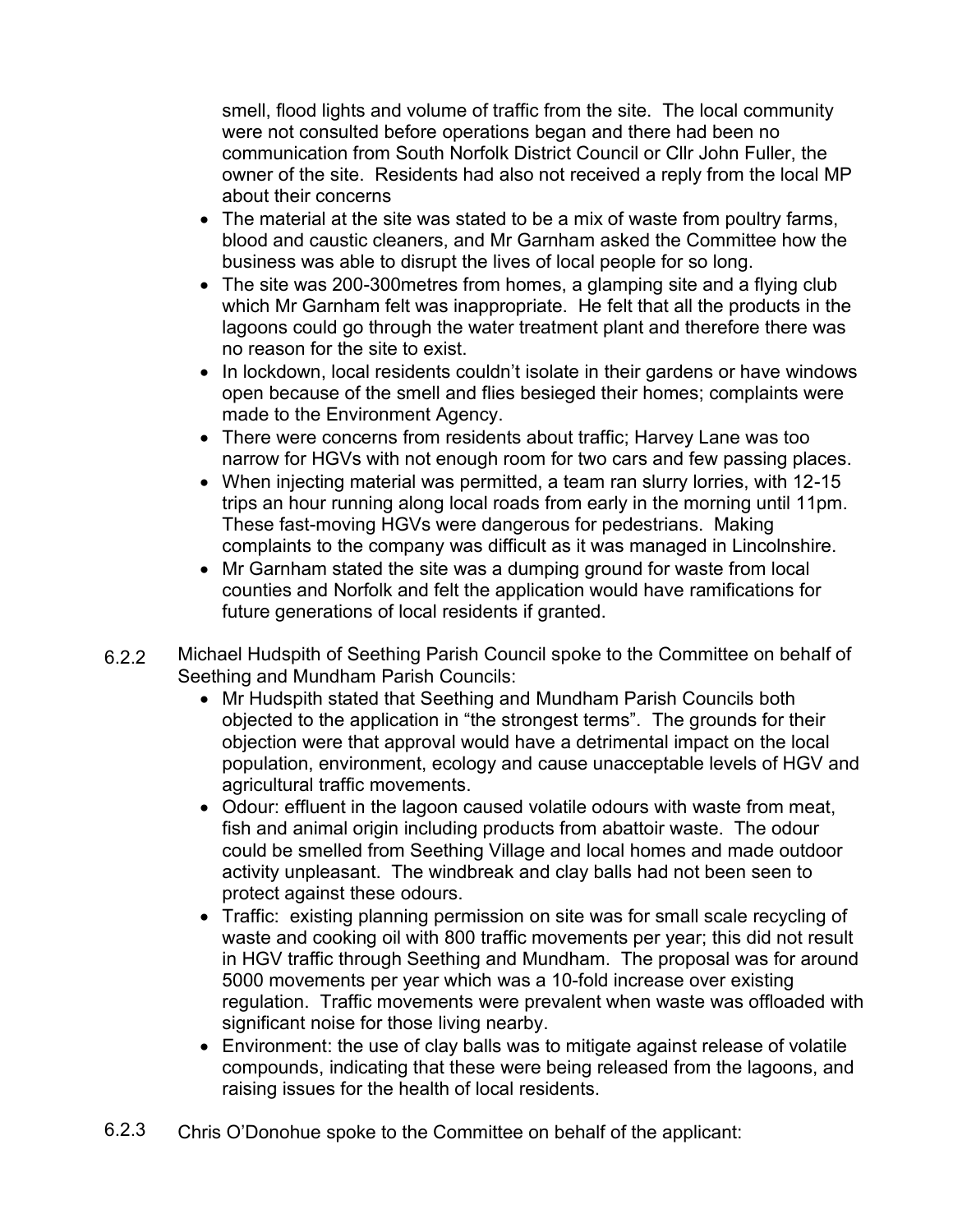smell, flood lights and volume of traffic from the site. The local community were not consulted before operations began and there had been no communication from South Norfolk District Council or Cllr John Fuller, the owner of the site. Residents had also not received a reply from the local MP about their concerns

- The material at the site was stated to be a mix of waste from poultry farms, blood and caustic cleaners, and Mr Garnham asked the Committee how the business was able to disrupt the lives of local people for so long.
- The site was 200-300metres from homes, a glamping site and a flying club which Mr Garnham felt was inappropriate. He felt that all the products in the lagoons could go through the water treatment plant and therefore there was no reason for the site to exist.
- In lockdown, local residents couldn't isolate in their gardens or have windows open because of the smell and flies besieged their homes; complaints were made to the Environment Agency.
- There were concerns from residents about traffic; Harvey Lane was too narrow for HGVs with not enough room for two cars and few passing places.
- When injecting material was permitted, a team ran slurry lorries, with 12-15 trips an hour running along local roads from early in the morning until 11pm. These fast-moving HGVs were dangerous for pedestrians. Making complaints to the company was difficult as it was managed in Lincolnshire.
- Mr Garnham stated the site was a dumping ground for waste from local counties and Norfolk and felt the application would have ramifications for future generations of local residents if granted.

6.2.2 Michael Hudspith of Seething Parish Council spoke to the Committee on behalf of Seething and Mundham Parish Councils:

- Mr Hudspith stated that Seething and Mundham Parish Councils both objected to the application in "the strongest terms". The grounds for their objection were that approval would have a detrimental impact on the local population, environment, ecology and cause unacceptable levels of HGV and agricultural traffic movements.
- Odour: effluent in the lagoon caused volatile odours with waste from meat, fish and animal origin including products from abattoir waste. The odour could be smelled from Seething Village and local homes and made outdoor activity unpleasant. The windbreak and clay balls had not been seen to protect against these odours.
- Traffic: existing planning permission on site was for small scale recycling of waste and cooking oil with 800 traffic movements per year; this did not result in HGV traffic through Seething and Mundham. The proposal was for around 5000 movements per year which was a 10-fold increase over existing regulation. Traffic movements were prevalent when waste was offloaded with significant noise for those living nearby.
- Environment: the use of clay balls was to mitigate against release of volatile compounds, indicating that these were being released from the lagoons, and raising issues for the health of local residents.

6.2.3 Chris O'Donohue spoke to the Committee on behalf of the applicant: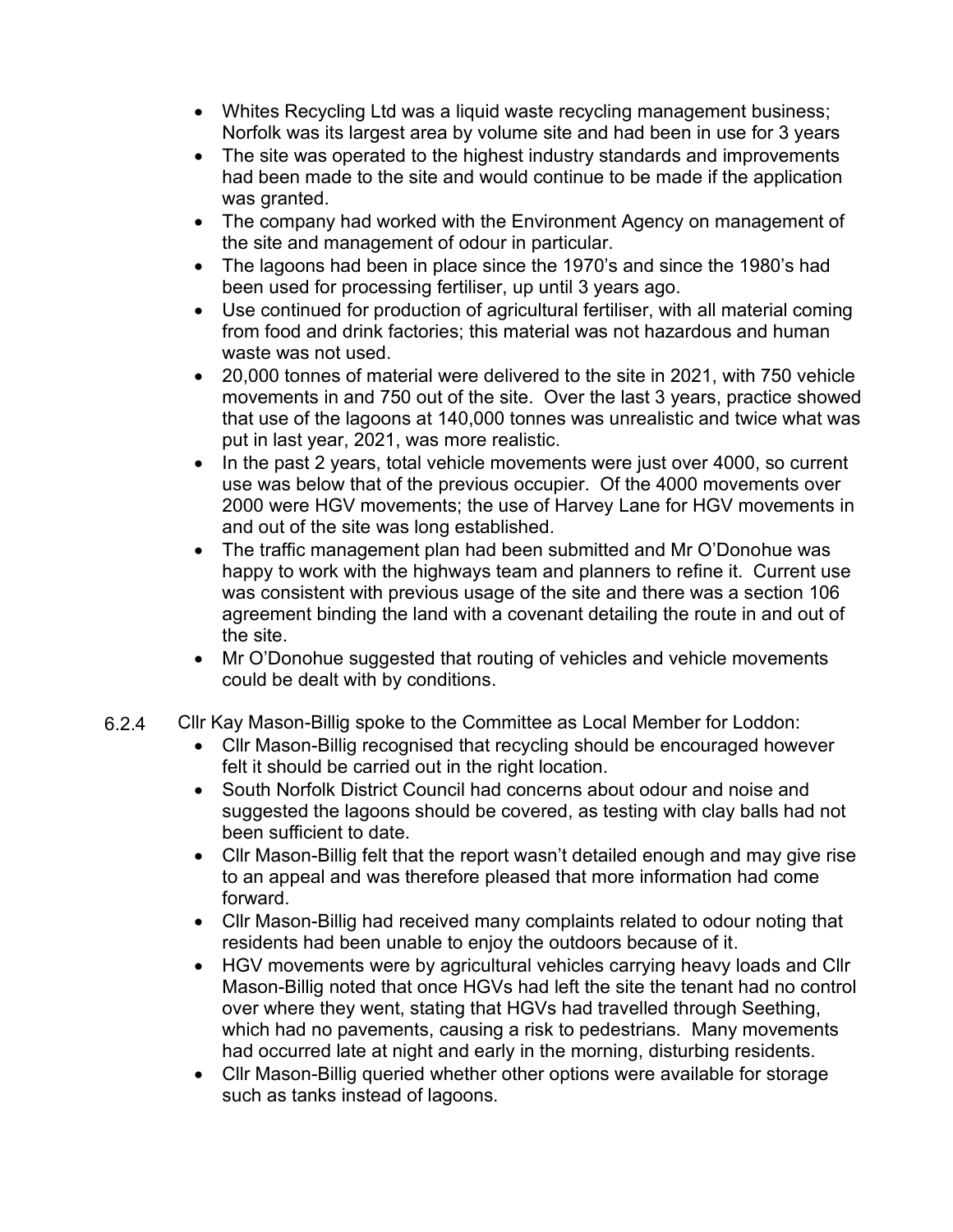- Whites Recycling Ltd was a liquid waste recycling management business; Norfolk was its largest area by volume site and had been in use for 3 years
- The site was operated to the highest industry standards and improvements had been made to the site and would continue to be made if the application was granted.
- The company had worked with the Environment Agency on management of the site and management of odour in particular.
- The lagoons had been in place since the 1970's and since the 1980's had been used for processing fertiliser, up until 3 years ago.
- Use continued for production of agricultural fertiliser, with all material coming from food and drink factories; this material was not hazardous and human waste was not used.
- 20,000 tonnes of material were delivered to the site in 2021, with 750 vehicle movements in and 750 out of the site. Over the last 3 years, practice showed that use of the lagoons at 140,000 tonnes was unrealistic and twice what was put in last year, 2021, was more realistic.
- In the past 2 years, total vehicle movements were just over 4000, so current use was below that of the previous occupier. Of the 4000 movements over 2000 were HGV movements; the use of Harvey Lane for HGV movements in and out of the site was long established.
- The traffic management plan had been submitted and Mr O'Donohue was happy to work with the highways team and planners to refine it. Current use was consistent with previous usage of the site and there was a section 106 agreement binding the land with a covenant detailing the route in and out of the site.
- Mr O'Donohue suggested that routing of vehicles and vehicle movements could be dealt with by conditions.

6.2.4 Cllr Kay Mason-Billig spoke to the Committee as Local Member for Loddon:

- Cllr Mason-Billig recognised that recycling should be encouraged however felt it should be carried out in the right location.
- South Norfolk District Council had concerns about odour and noise and suggested the lagoons should be covered, as testing with clay balls had not been sufficient to date.
- Cllr Mason-Billig felt that the report wasn't detailed enough and may give rise to an appeal and was therefore pleased that more information had come forward.
- Cllr Mason-Billig had received many complaints related to odour noting that residents had been unable to enjoy the outdoors because of it.
- HGV movements were by agricultural vehicles carrying heavy loads and Cllr Mason-Billig noted that once HGVs had left the site the tenant had no control over where they went, stating that HGVs had travelled through Seething, which had no pavements, causing a risk to pedestrians. Many movements had occurred late at night and early in the morning, disturbing residents.
- Cllr Mason-Billig queried whether other options were available for storage such as tanks instead of lagoons.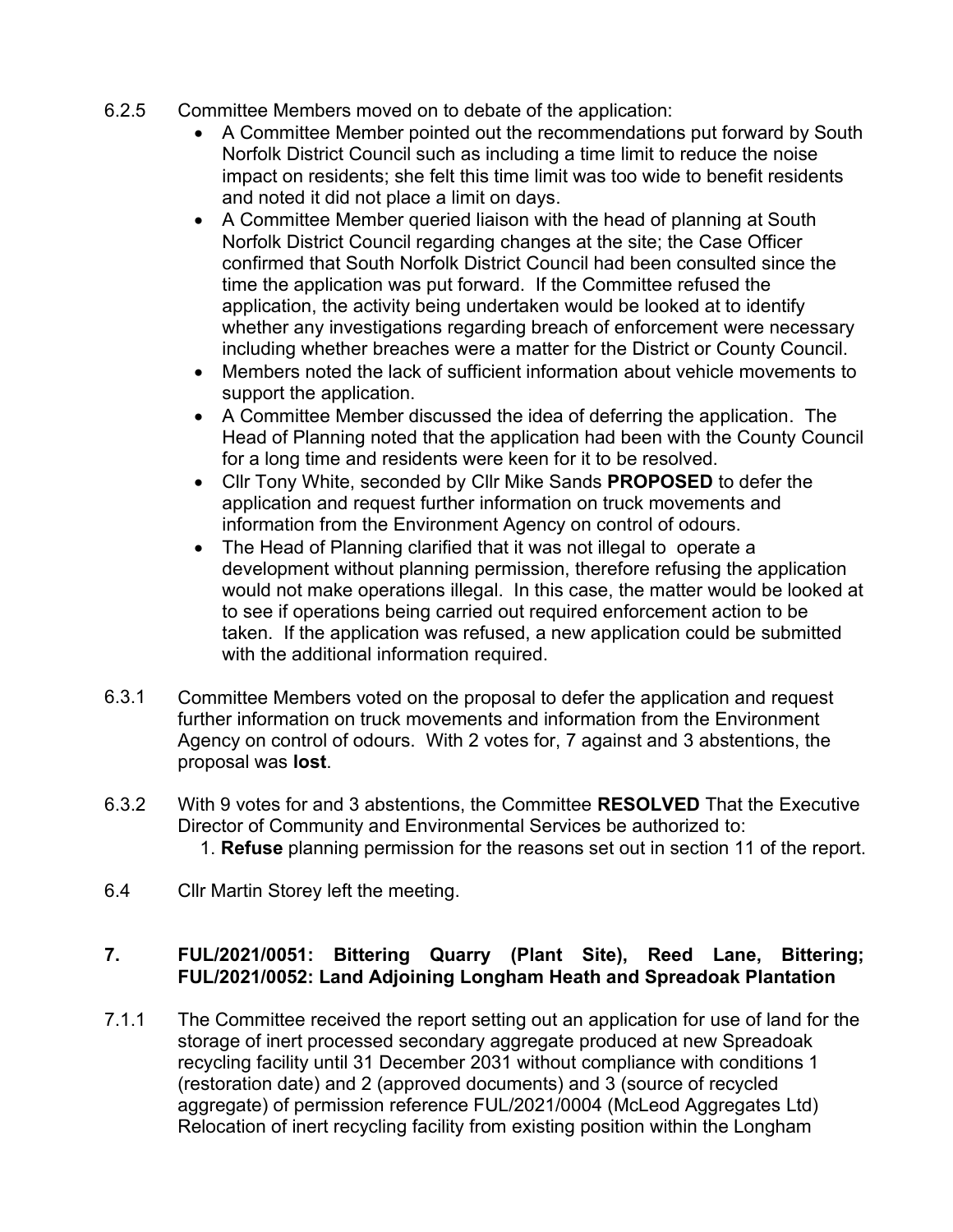6.2.5 Committee Members moved on to debate of the application:

- A Committee Member pointed out the recommendations put forward by South Norfolk District Council such as including a time limit to reduce the noise impact on residents; she felt this time limit was too wide to benefit residents and noted it did not place a limit on days.
- A Committee Member queried liaison with the head of planning at South Norfolk District Council regarding changes at the site; the Case Officer confirmed that South Norfolk District Council had been consulted since the time the application was put forward. If the Committee refused the application, the activity being undertaken would be looked at to identify whether any investigations regarding breach of enforcement were necessary including whether breaches were a matter for the District or County Council.
- Members noted the lack of sufficient information about vehicle movements to support the application.
- A Committee Member discussed the idea of deferring the application. The Head of Planning noted that the application had been with the County Council for a long time and residents were keen for it to be resolved.
- Cllr Tony White, seconded by Cllr Mike Sands **PROPOSED** to defer the application and request further information on truck movements and information from the Environment Agency on control of odours.
- The Head of Planning clarified that it was not illegal to operate a development without planning permission, therefore refusing the application would not make operations illegal. In this case, the matter would be looked at to see if operations being carried out required enforcement action to be taken. If the application was refused, a new application could be submitted with the additional information required.

6.3.1 Committee Members voted on the proposal to defer the application and request further information on truck movements and information from the Environment Agency on control of odours. With 2 votes for, 7 against and 3 abstentions, the proposal was **lost**.

6.3.2 With 9 votes for and 3 abstentions, the Committee **RESOLVED** That the Executive Director of Community and Environmental Services be authorized to:

1. **Refuse** planning permission for the reasons set out in section 11 of the report.

6.4 Cllr Martin Storey left the meeting.

## 7. FUL/2021/0051: Bittering Quarry (Plant Site), Reed Lane, Bittering; FUL/2021/0052: Land Adjoining Longham Heath and Spreadoak Plantation

7.1.1 The Committee received the report setting out an application for use of land for the storage of inert processed secondary aggregate produced at new Spreadoak recycling facility until 31 December 2031 without compliance with conditions 1 (restoration date) and 2 (approved documents) and 3 (source of recycled aggregate) of permission reference FUL/2021/0004 (McLeod Aggregates Ltd) Relocation of inert recycling facility from existing position within the Longham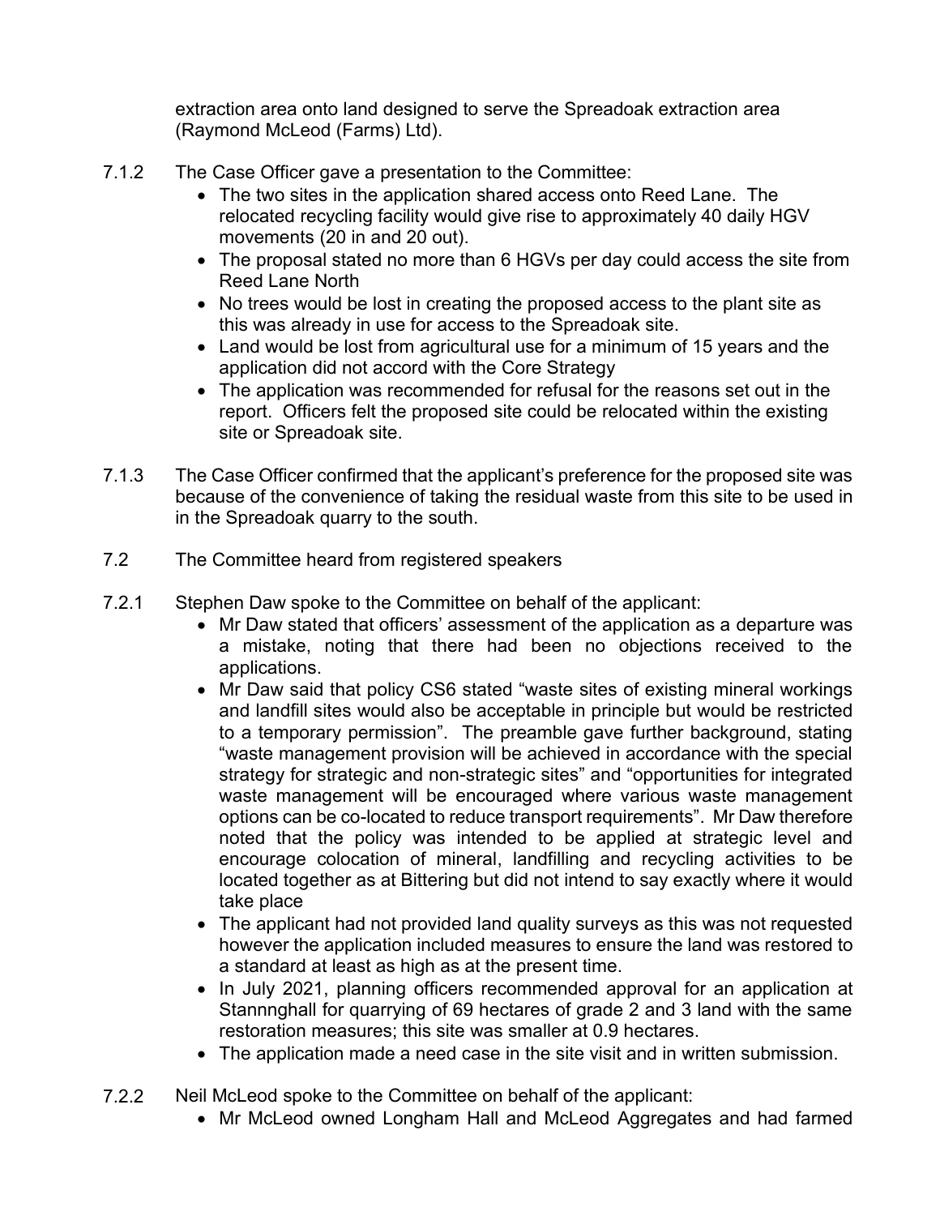extraction area onto land designed to serve the Spreadoak extraction area (Raymond McLeod (Farms) Ltd).

7.1.2 The Case Officer gave a presentation to the Committee:

- The two sites in the application shared access onto Reed Lane. The relocated recycling facility would give rise to approximately 40 daily HGV movements (20 in and 20 out).
- The proposal stated no more than 6 HGVs per day could access the site from Reed Lane North
- No trees would be lost in creating the proposed access to the plant site as this was already in use for access to the Spreadoak site.
- Land would be lost from agricultural use for a minimum of 15 years and the application did not accord with the Core Strategy
- The application was recommended for refusal for the reasons set out in the report. Officers felt the proposed site could be relocated within the existing site or Spreadoak site.

7.1.3 The Case Officer confirmed that the applicant's preference for the proposed site was because of the convenience of taking the residual waste from this site to be used in in the Spreadoak quarry to the south.

7.2 The Committee heard from registered speakers

7.2.1 Stephen Daw spoke to the Committee on behalf of the applicant:

- Mr Daw stated that officers' assessment of the application as a departure was a mistake, noting that there had been no objections received to the applications.
- Mr Daw said that policy CS6 stated "waste sites of existing mineral workings and landfill sites would also be acceptable in principle but would be restricted to a temporary permission". The preamble gave further background, stating "waste management provision will be achieved in accordance with the special strategy for strategic and non-strategic sites" and "opportunities for integrated waste management will be encouraged where various waste management options can be co-located to reduce transport requirements". Mr Daw therefore noted that the policy was intended to be applied at strategic level and encourage colocation of mineral, landfilling and recycling activities to be located together as at Bittering but did not intend to say exactly where it would take place
- The applicant had not provided land quality surveys as this was not requested however the application included measures to ensure the land was restored to a standard at least as high as at the present time.
- In July 2021, planning officers recommended approval for an application at Stannnghall for quarrying of 69 hectares of grade 2 and 3 land with the same restoration measures; this site was smaller at 0.9 hectares.
- The application made a need case in the site visit and in written submission.

7.2.2 Neil McLeod spoke to the Committee on behalf of the applicant:

- Mr McLeod owned Longham Hall and McLeod Aggregates and had farmed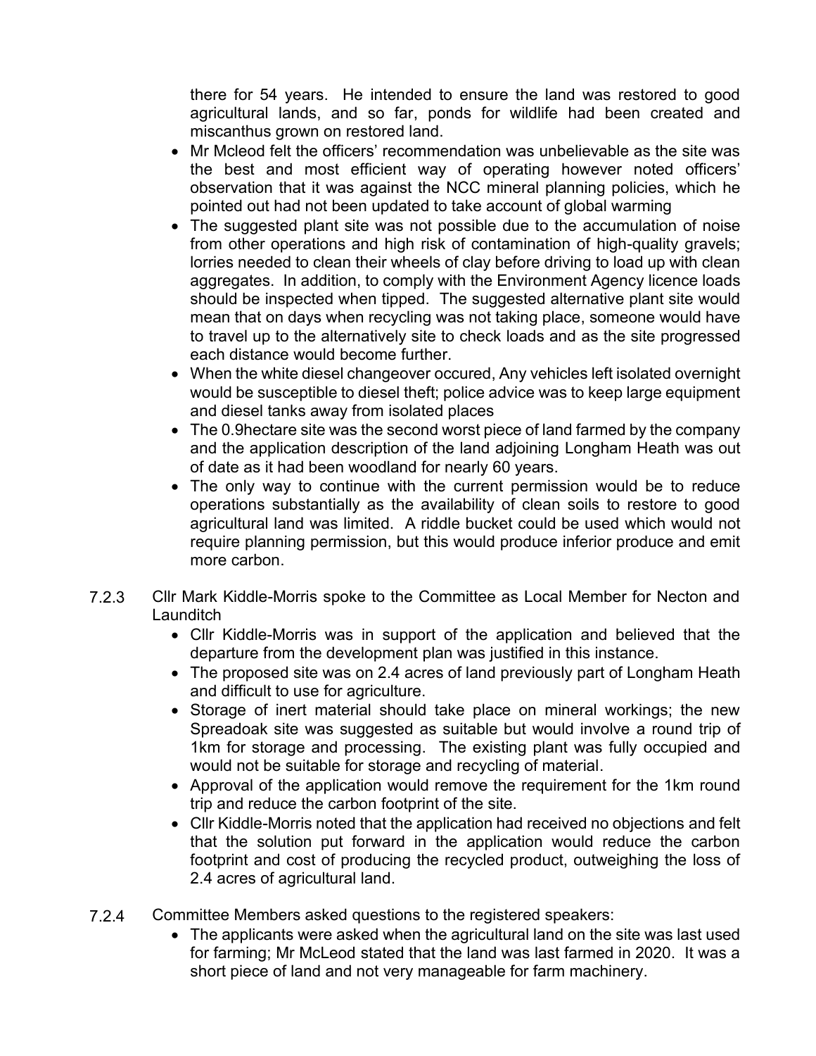there for 54 years. He intended to ensure the land was restored to good agricultural lands, and so far, ponds for wildlife had been created and miscanthus grown on restored land.

- Mr Mcleod felt the officers' recommendation was unbelievable as the site was the best and most efficient way of operating however noted officers' observation that it was against the NCC mineral planning policies, which he pointed out had not been updated to take account of global warming
- The suggested plant site was not possible due to the accumulation of noise from other operations and high risk of contamination of high-quality gravels; lorries needed to clean their wheels of clay before driving to load up with clean aggregates. In addition, to comply with the Environment Agency licence loads should be inspected when tipped. The suggested alternative plant site would mean that on days when recycling was not taking place, someone would have to travel up to the alternatively site to check loads and as the site progressed each distance would become further.
- When the white diesel changeover occured, Any vehicles left isolated overnight would be susceptible to diesel theft; police advice was to keep large equipment and diesel tanks away from isolated places
- The 0.9hectare site was the second worst piece of land farmed by the company and the application description of the land adjoining Longham Heath was out of date as it had been woodland for nearly 60 years.
- The only way to continue with the current permission would be to reduce operations substantially as the availability of clean soils to restore to good agricultural land was limited. A riddle bucket could be used which would not require planning permission, but this would produce inferior produce and emit more carbon.

7.2.3 Cllr Mark Kiddle-Morris spoke to the Committee as Local Member for Necton and Launditch

- Cllr Kiddle-Morris was in support of the application and believed that the departure from the development plan was justified in this instance.
- The proposed site was on 2.4 acres of land previously part of Longham Heath and difficult to use for agriculture.
- Storage of inert material should take place on mineral workings; the new Spreadoak site was suggested as suitable but would involve a round trip of 1km for storage and processing. The existing plant was fully occupied and would not be suitable for storage and recycling of material.
- Approval of the application would remove the requirement for the 1km round trip and reduce the carbon footprint of the site.
- Cllr Kiddle-Morris noted that the application had received no objections and felt that the solution put forward in the application would reduce the carbon footprint and cost of producing the recycled product, outweighing the loss of 2.4 acres of agricultural land.

7.2.4 Committee Members asked questions to the registered speakers:

- The applicants were asked when the agricultural land on the site was last used for farming; Mr McLeod stated that the land was last farmed in 2020. It was a short piece of land and not very manageable for farm machinery.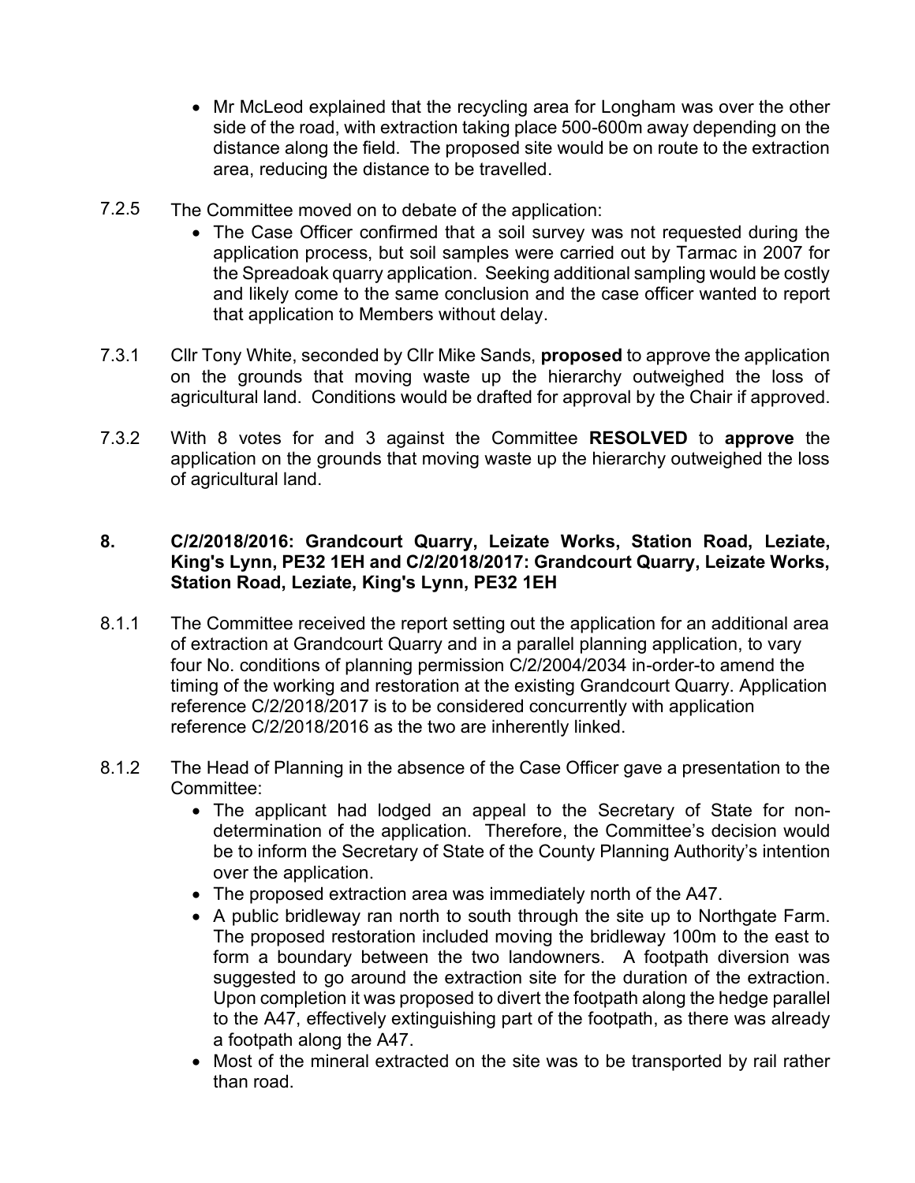- Mr McLeod explained that the recycling area for Longham was over the other side of the road, with extraction taking place 500-600m away depending on the distance along the field. The proposed site would be on route to the extraction area, reducing the distance to be travelled.

7.2.5 The Committee moved on to debate of the application:

- The Case Officer confirmed that a soil survey was not requested during the application process, but soil samples were carried out by Tarmac in 2007 for the Spreadoak quarry application. Seeking additional sampling would be costly and likely come to the same conclusion and the case officer wanted to report that application to Members without delay.

7.3.1 Cllr Tony White, seconded by Cllr Mike Sands, **proposed** to approve the application on the grounds that moving waste up the hierarchy outweighed the loss of agricultural land. Conditions would be drafted for approval by the Chair if approved.

7.3.2 With 8 votes for and 3 against the Committee **RESOLVED** to **approve** the application on the grounds that moving waste up the hierarchy outweighed the loss of agricultural land.

## 8. C/2/2018/2016: Grandcourt Quarry, Leizate Works, Station Road, Leziate, King's Lynn, PE32 1EH and C/2/2018/2017: Grandcourt Quarry, Leizate Works, Station Road, Leziate, King's Lynn, PE32 1EH

8.1.1 The Committee received the report setting out the application for an additional area of extraction at Grandcourt Quarry and in a parallel planning application, to vary four No. conditions of planning permission C/2/2004/2034 in-order-to amend the timing of the working and restoration at the existing Grandcourt Quarry. Application reference C/2/2018/2017 is to be considered concurrently with application reference C/2/2018/2016 as the two are inherently linked.

8.1.2 The Head of Planning in the absence of the Case Officer gave a presentation to the Committee:

- The applicant had lodged an appeal to the Secretary of State for non-determination of the application. Therefore, the Committee's decision would be to inform the Secretary of State of the County Planning Authority's intention over the application.
- The proposed extraction area was immediately north of the A47.
- A public bridleway ran north to south through the site up to Northgate Farm. The proposed restoration included moving the bridleway 100m to the east to form a boundary between the two landowners. A footpath diversion was suggested to go around the extraction site for the duration of the extraction. Upon completion it was proposed to divert the footpath along the hedge parallel to the A47, effectively extinguishing part of the footpath, as there was already a footpath along the A47.
- Most of the mineral extracted on the site was to be transported by rail rather than road.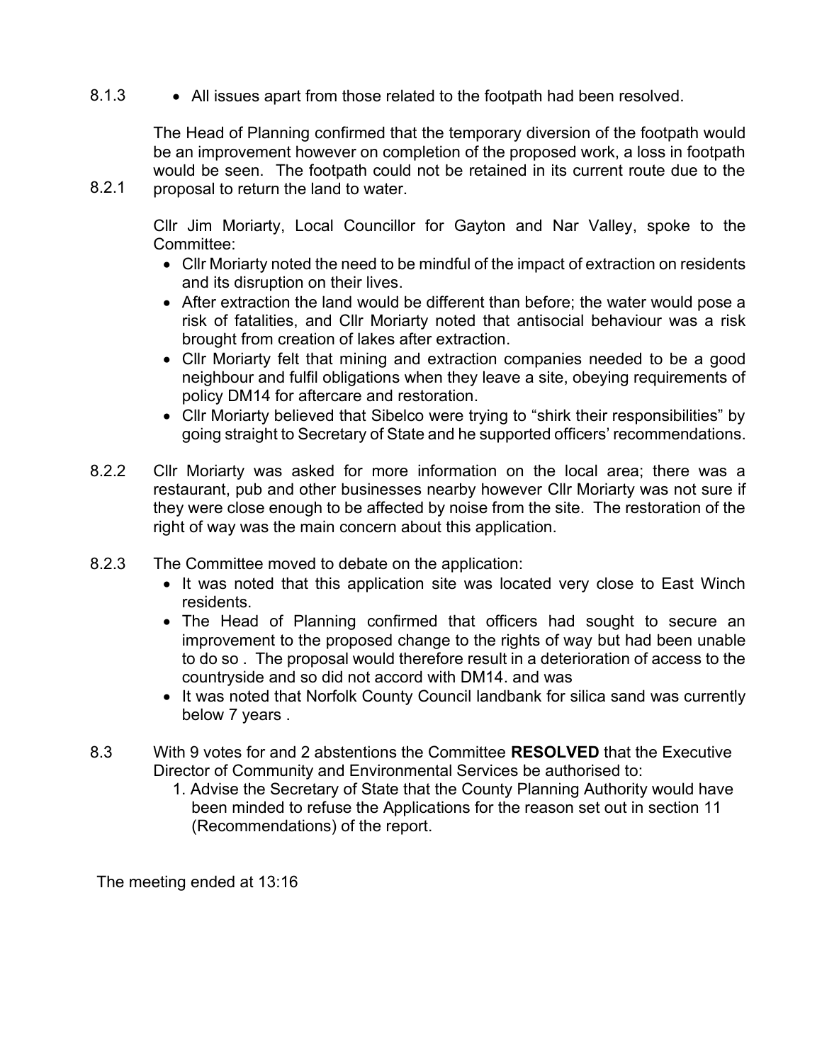8.1.3

- All issues apart from those related to the footpath had been resolved.

The Head of Planning confirmed that the temporary diversion of the footpath would be an improvement however on completion of the proposed work, a loss in footpath would be seen. The footpath could not be retained in its current route due to the proposal to return the land to water.

8.2.1

Cllr Jim Moriarty, Local Councillor for Gayton and Nar Valley, spoke to the Committee:

- Cllr Moriarty noted the need to be mindful of the impact of extraction on residents and its disruption on their lives.
- After extraction the land would be different than before; the water would pose a risk of fatalities, and Cllr Moriarty noted that antisocial behaviour was a risk brought from creation of lakes after extraction.
- Cllr Moriarty felt that mining and extraction companies needed to be a good neighbour and fulfil obligations when they leave a site, obeying requirements of policy DM14 for aftercare and restoration.
- Cllr Moriarty believed that Sibelco were trying to "shirk their responsibilities" by going straight to Secretary of State and he supported officers' recommendations.

8.2.2 Cllr Moriarty was asked for more information on the local area; there was a restaurant, pub and other businesses nearby however Cllr Moriarty was not sure if they were close enough to be affected by noise from the site. The restoration of the right of way was the main concern about this application.

8.2.3 The Committee moved to debate on the application:

- It was noted that this application site was located very close to East Winch residents.
- The Head of Planning confirmed that officers had sought to secure an improvement to the proposed change to the rights of way but had been unable to do so . The proposal would therefore result in a deterioration of access to the countryside and so did not accord with DM14. and was
- It was noted that Norfolk County Council landbank for silica sand was currently below 7 years .

8.3 With 9 votes for and 2 abstentions the Committee **RESOLVED** that the Executive Director of Community and Environmental Services be authorised to:

1. Advise the Secretary of State that the County Planning Authority would have been minded to refuse the Applications for the reason set out in section 11 (Recommendations) of the report.

The meeting ended at 13:16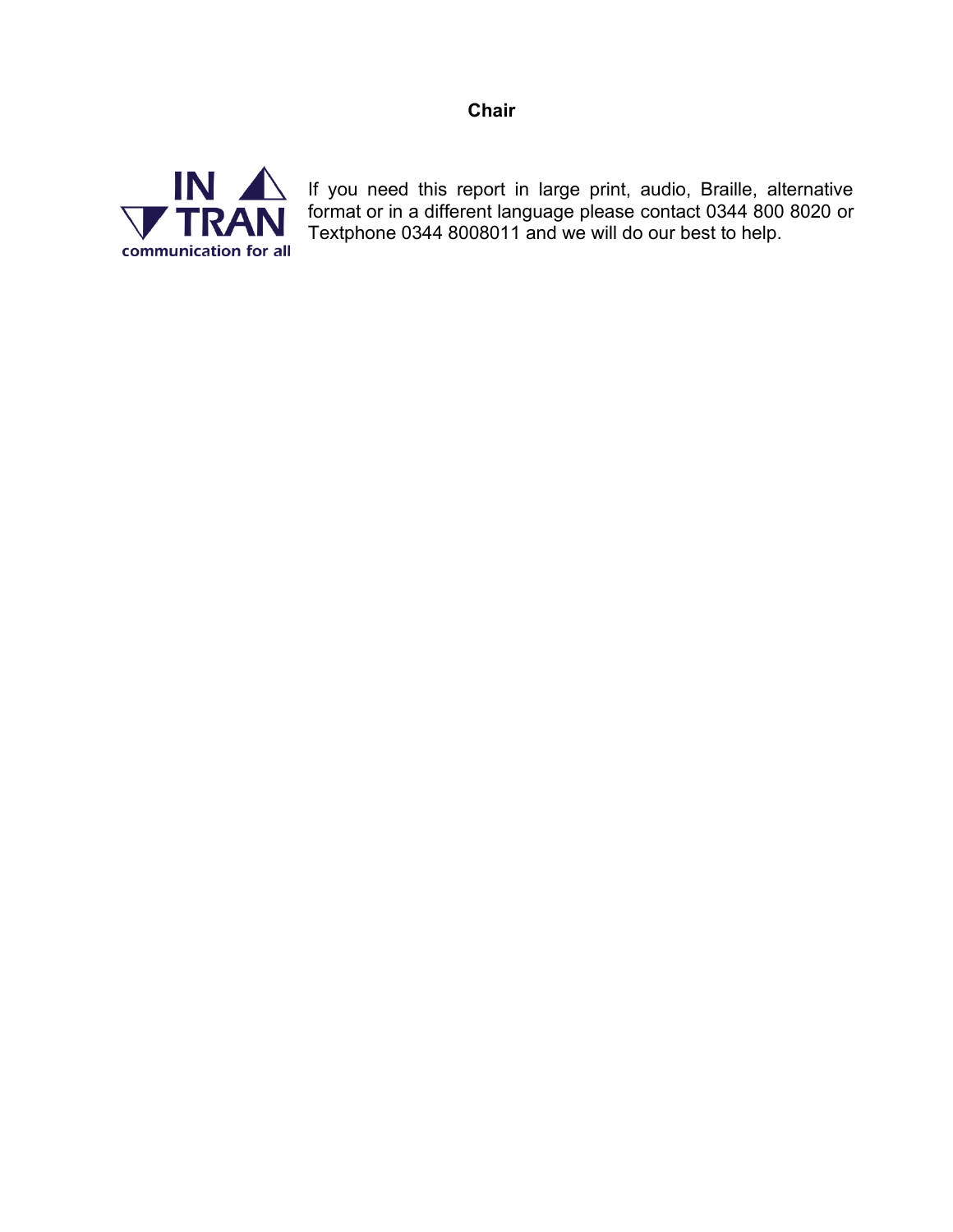**Chair**

If you need this report in large print, audio, Braille, alternative format or in a different language please contact 0344 800 8020 or Textphone 0344 8008011 and we will do our best to help.